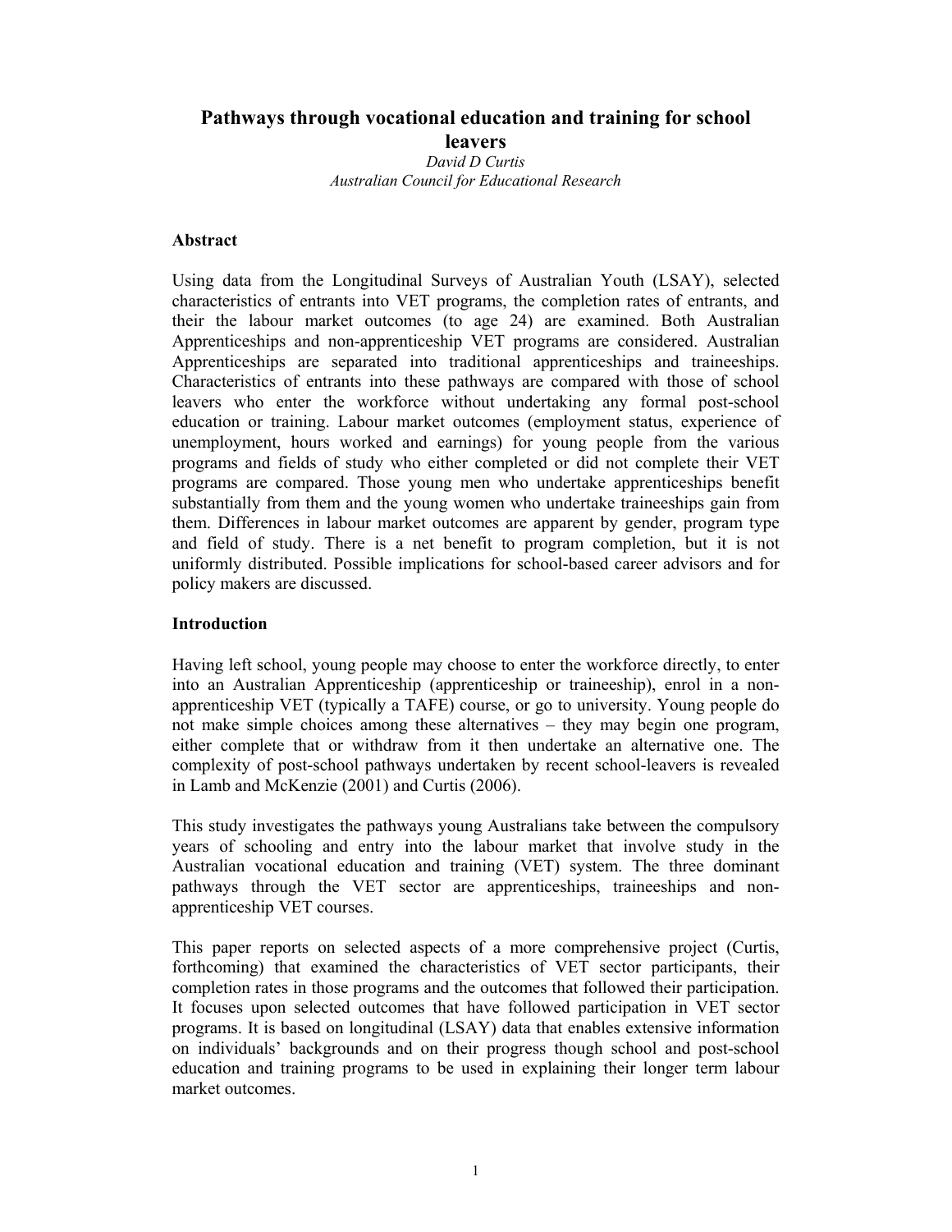# Pathways through vocational education and training for school leavers

*David D Curtis*
*Australian Council for Educational Research*

## Abstract

Using data from the Longitudinal Surveys of Australian Youth (LSAY), selected characteristics of entrants into VET programs, the completion rates of entrants, and their the labour market outcomes (to age 24) are examined. Both Australian Apprenticeships and non-apprenticeship VET programs are considered. Australian Apprenticeships are separated into traditional apprenticeships and traineeships. Characteristics of entrants into these pathways are compared with those of school leavers who enter the workforce without undertaking any formal post-school education or training. Labour market outcomes (employment status, experience of unemployment, hours worked and earnings) for young people from the various programs and fields of study who either completed or did not complete their VET programs are compared. Those young men who undertake apprenticeships benefit substantially from them and the young women who undertake traineeships gain from them. Differences in labour market outcomes are apparent by gender, program type and field of study. There is a net benefit to program completion, but it is not uniformly distributed. Possible implications for school-based career advisors and for policy makers are discussed.

## Introduction

Having left school, young people may choose to enter the workforce directly, to enter into an Australian Apprenticeship (apprenticeship or traineeship), enrol in a non-apprenticeship VET (typically a TAFE) course, or go to university. Young people do not make simple choices among these alternatives – they may begin one program, either complete that or withdraw from it then undertake an alternative one. The complexity of post-school pathways undertaken by recent school-leavers is revealed in Lamb and McKenzie (2001) and Curtis (2006).

This study investigates the pathways young Australians take between the compulsory years of schooling and entry into the labour market that involve study in the Australian vocational education and training (VET) system. The three dominant pathways through the VET sector are apprenticeships, traineeships and non-apprenticeship VET courses.

This paper reports on selected aspects of a more comprehensive project (Curtis, forthcoming) that examined the characteristics of VET sector participants, their completion rates in those programs and the outcomes that followed their participation. It focuses upon selected outcomes that have followed participation in VET sector programs. It is based on longitudinal (LSAY) data that enables extensive information on individuals' backgrounds and on their progress though school and post-school education and training programs to be used in explaining their longer term labour market outcomes.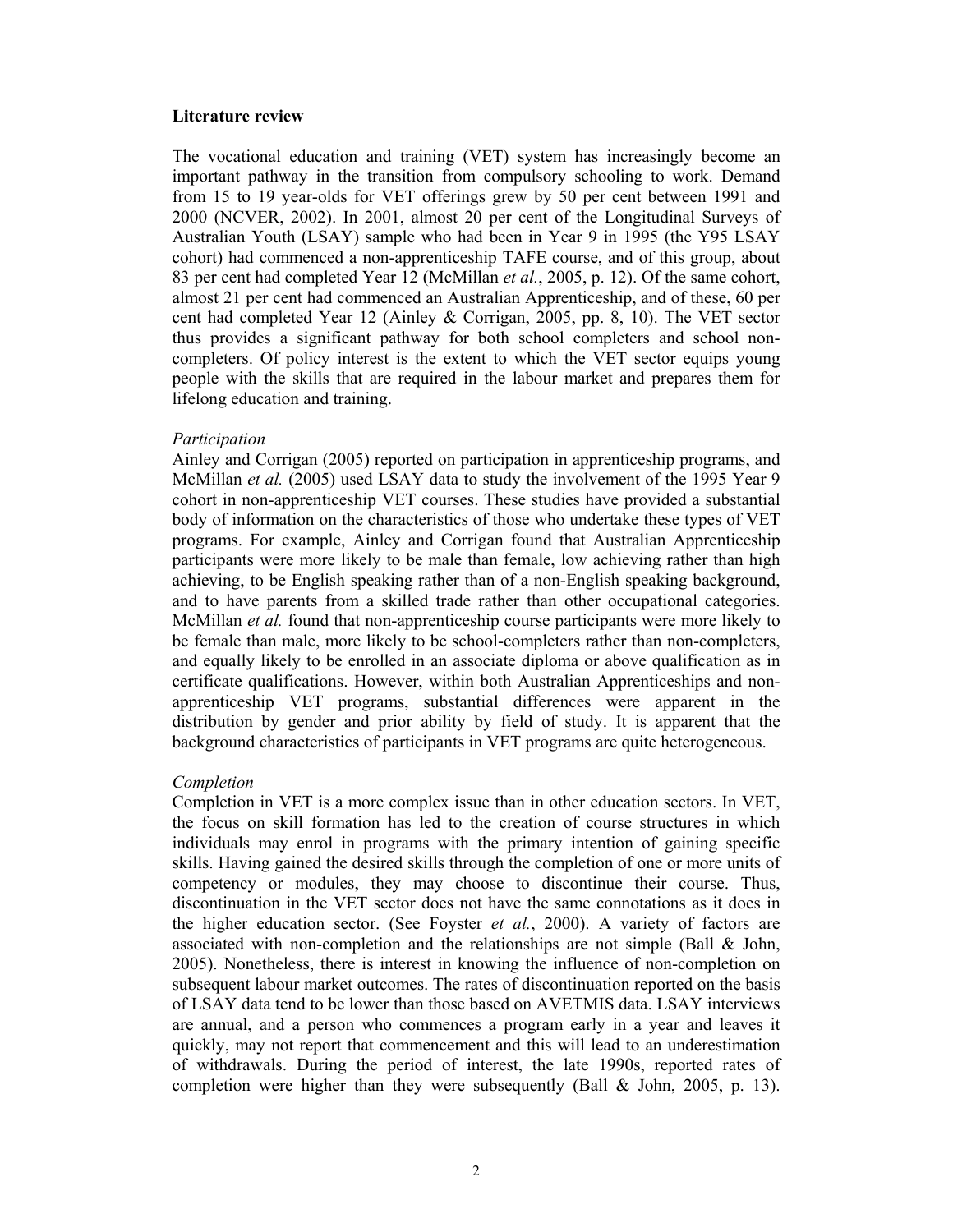## Literature review

The vocational education and training (VET) system has increasingly become an important pathway in the transition from compulsory schooling to work. Demand from 15 to 19 year-olds for VET offerings grew by 50 per cent between 1991 and 2000 (NCVER, 2002). In 2001, almost 20 per cent of the Longitudinal Surveys of Australian Youth (LSAY) sample who had been in Year 9 in 1995 (the Y95 LSAY cohort) had commenced a non-apprenticeship TAFE course, and of this group, about 83 per cent had completed Year 12 (McMillan *et al.*, 2005, p. 12). Of the same cohort, almost 21 per cent had commenced an Australian Apprenticeship, and of these, 60 per cent had completed Year 12 (Ainley & Corrigan, 2005, pp. 8, 10). The VET sector thus provides a significant pathway for both school completers and school non-completers. Of policy interest is the extent to which the VET sector equips young people with the skills that are required in the labour market and prepares them for lifelong education and training.

### *Participation*

Ainley and Corrigan (2005) reported on participation in apprenticeship programs, and McMillan *et al.* (2005) used LSAY data to study the involvement of the 1995 Year 9 cohort in non-apprenticeship VET courses. These studies have provided a substantial body of information on the characteristics of those who undertake these types of VET programs. For example, Ainley and Corrigan found that Australian Apprenticeship participants were more likely to be male than female, low achieving rather than high achieving, to be English speaking rather than of a non-English speaking background, and to have parents from a skilled trade rather than other occupational categories. McMillan *et al.* found that non-apprenticeship course participants were more likely to be female than male, more likely to be school-completers rather than non-completers, and equally likely to be enrolled in an associate diploma or above qualification as in certificate qualifications. However, within both Australian Apprenticeships and non-apprenticeship VET programs, substantial differences were apparent in the distribution by gender and prior ability by field of study. It is apparent that the background characteristics of participants in VET programs are quite heterogeneous.

### *Completion*

Completion in VET is a more complex issue than in other education sectors. In VET, the focus on skill formation has led to the creation of course structures in which individuals may enrol in programs with the primary intention of gaining specific skills. Having gained the desired skills through the completion of one or more units of competency or modules, they may choose to discontinue their course. Thus, discontinuation in the VET sector does not have the same connotations as it does in the higher education sector. (See Foyster *et al.*, 2000). A variety of factors are associated with non-completion and the relationships are not simple (Ball & John, 2005). Nonetheless, there is interest in knowing the influence of non-completion on subsequent labour market outcomes. The rates of discontinuation reported on the basis of LSAY data tend to be lower than those based on AVETMIS data. LSAY interviews are annual, and a person who commences a program early in a year and leaves it quickly, may not report that commencement and this will lead to an underestimation of withdrawals. During the period of interest, the late 1990s, reported rates of completion were higher than they were subsequently (Ball & John, 2005, p. 13).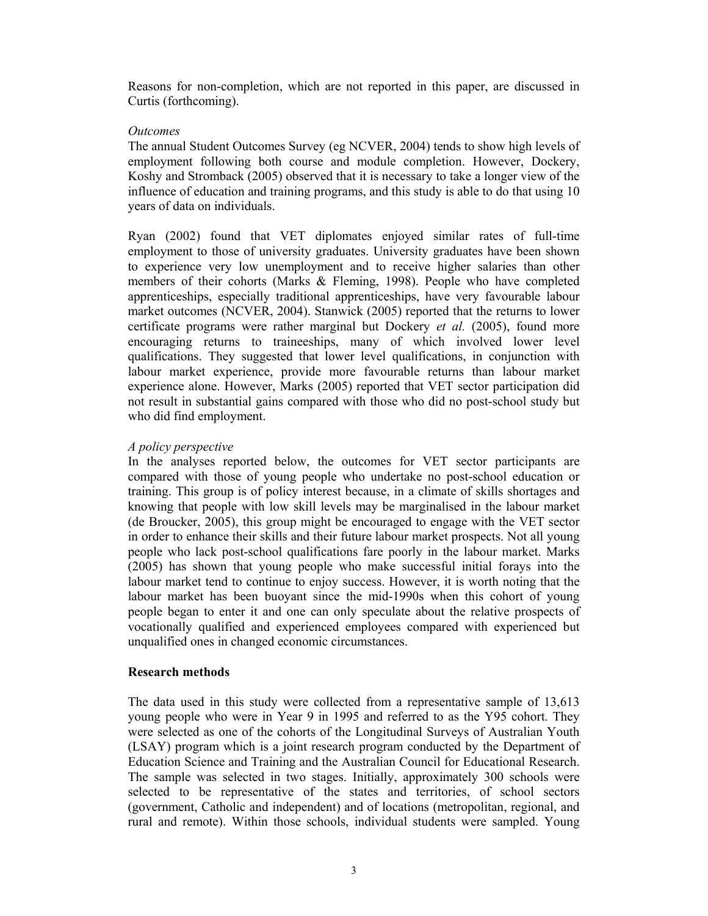Reasons for non-completion, which are not reported in this paper, are discussed in Curtis (forthcoming).

*Outcomes*

The annual Student Outcomes Survey (eg NCVER, 2004) tends to show high levels of employment following both course and module completion. However, Dockery, Koshy and Stromback (2005) observed that it is necessary to take a longer view of the influence of education and training programs, and this study is able to do that using 10 years of data on individuals.

Ryan (2002) found that VET diplomates enjoyed similar rates of full-time employment to those of university graduates. University graduates have been shown to experience very low unemployment and to receive higher salaries than other members of their cohorts (Marks & Fleming, 1998). People who have completed apprenticeships, especially traditional apprenticeships, have very favourable labour market outcomes (NCVER, 2004). Stanwick (2005) reported that the returns to lower certificate programs were rather marginal but Dockery *et al.* (2005), found more encouraging returns to traineeships, many of which involved lower level qualifications. They suggested that lower level qualifications, in conjunction with labour market experience, provide more favourable returns than labour market experience alone. However, Marks (2005) reported that VET sector participation did not result in substantial gains compared with those who did no post-school study but who did find employment.

*A policy perspective*

In the analyses reported below, the outcomes for VET sector participants are compared with those of young people who undertake no post-school education or training. This group is of policy interest because, in a climate of skills shortages and knowing that people with low skill levels may be marginalised in the labour market (de Broucker, 2005), this group might be encouraged to engage with the VET sector in order to enhance their skills and their future labour market prospects. Not all young people who lack post-school qualifications fare poorly in the labour market. Marks (2005) has shown that young people who make successful initial forays into the labour market tend to continue to enjoy success. However, it is worth noting that the labour market has been buoyant since the mid-1990s when this cohort of young people began to enter it and one can only speculate about the relative prospects of vocationally qualified and experienced employees compared with experienced but unqualified ones in changed economic circumstances.

## Research methods

The data used in this study were collected from a representative sample of 13,613 young people who were in Year 9 in 1995 and referred to as the Y95 cohort. They were selected as one of the cohorts of the Longitudinal Surveys of Australian Youth (LSAY) program which is a joint research program conducted by the Department of Education Science and Training and the Australian Council for Educational Research. The sample was selected in two stages. Initially, approximately 300 schools were selected to be representative of the states and territories, of school sectors (government, Catholic and independent) and of locations (metropolitan, regional, and rural and remote). Within those schools, individual students were sampled. Young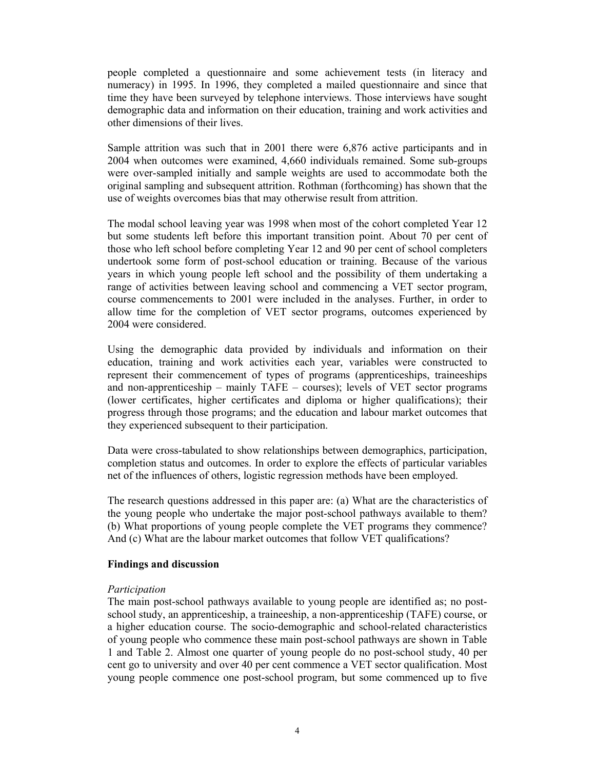people completed a questionnaire and some achievement tests (in literacy and numeracy) in 1995. In 1996, they completed a mailed questionnaire and since that time they have been surveyed by telephone interviews. Those interviews have sought demographic data and information on their education, training and work activities and other dimensions of their lives.

Sample attrition was such that in 2001 there were 6,876 active participants and in 2004 when outcomes were examined, 4,660 individuals remained. Some sub-groups were over-sampled initially and sample weights are used to accommodate both the original sampling and subsequent attrition. Rothman (forthcoming) has shown that the use of weights overcomes bias that may otherwise result from attrition.

The modal school leaving year was 1998 when most of the cohort completed Year 12 but some students left before this important transition point. About 70 per cent of those who left school before completing Year 12 and 90 per cent of school completers undertook some form of post-school education or training. Because of the various years in which young people left school and the possibility of them undertaking a range of activities between leaving school and commencing a VET sector program, course commencements to 2001 were included in the analyses. Further, in order to allow time for the completion of VET sector programs, outcomes experienced by 2004 were considered.

Using the demographic data provided by individuals and information on their education, training and work activities each year, variables were constructed to represent their commencement of types of programs (apprenticeships, traineeships and non-apprenticeship – mainly TAFE – courses); levels of VET sector programs (lower certificates, higher certificates and diploma or higher qualifications); their progress through those programs; and the education and labour market outcomes that they experienced subsequent to their participation.

Data were cross-tabulated to show relationships between demographics, participation, completion status and outcomes. In order to explore the effects of particular variables net of the influences of others, logistic regression methods have been employed.

The research questions addressed in this paper are: (a) What are the characteristics of the young people who undertake the major post-school pathways available to them? (b) What proportions of young people complete the VET programs they commence? And (c) What are the labour market outcomes that follow VET qualifications?

## Findings and discussion

### *Participation*

The main post-school pathways available to young people are identified as; no post-school study, an apprenticeship, a traineeship, a non-apprenticeship (TAFE) course, or a higher education course. The socio-demographic and school-related characteristics of young people who commence these main post-school pathways are shown in Table 1 and Table 2. Almost one quarter of young people do no post-school study, 40 per cent go to university and over 40 per cent commence a VET sector qualification. Most young people commence one post-school program, but some commenced up to five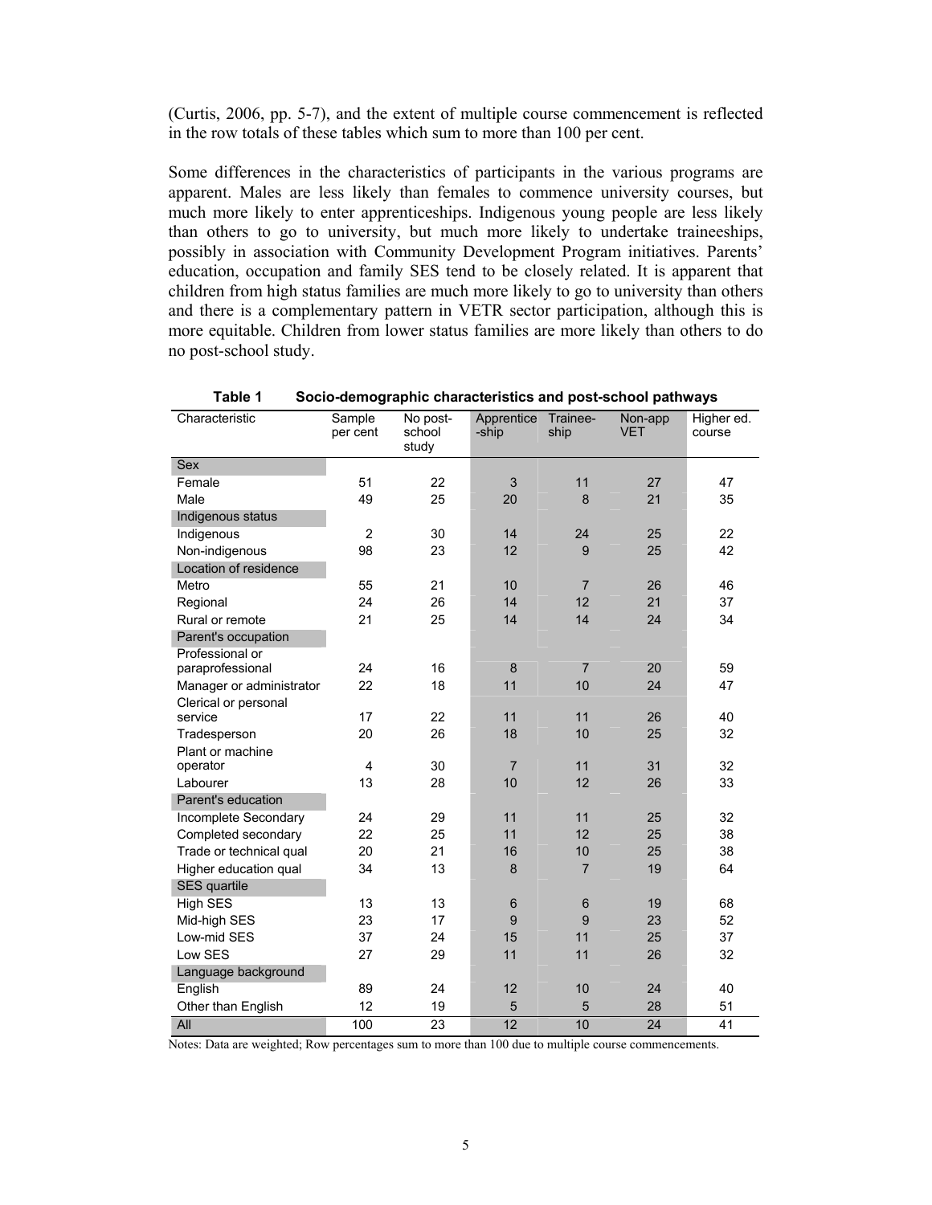(Curtis, 2006, pp. 5-7), and the extent of multiple course commencement is reflected in the row totals of these tables which sum to more than 100 per cent.

Some differences in the characteristics of participants in the various programs are apparent. Males are less likely than females to commence university courses, but much more likely to enter apprenticeships. Indigenous young people are less likely than others to go to university, but much more likely to undertake traineeships, possibly in association with Community Development Program initiatives. Parents' education, occupation and family SES tend to be closely related. It is apparent that children from high status families are much more likely to go to university than others and there is a complementary pattern in VETR sector participation, although this is more equitable. Children from lower status families are more likely than others to do no post-school study.

**Table 1 Socio-demographic characteristics and post-school pathways**

| Characteristic | Sample per cent | No post-school study | Apprentice-ship | Trainee-ship | Non-app VET | Higher ed. course |
|---|---|---|---|---|---|---|
| **Sex** | | | | | | |
| Female | 51 | 22 | 3 | 11 | 27 | 47 |
| Male | 49 | 25 | 20 | 8 | 21 | 35 |
| **Indigenous status** | | | | | | |
| Indigenous | 2 | 30 | 14 | 24 | 25 | 22 |
| Non-indigenous | 98 | 23 | 12 | 9 | 25 | 42 |
| **Location of residence** | | | | | | |
| Metro | 55 | 21 | 10 | 7 | 26 | 46 |
| Regional | 24 | 26 | 14 | 12 | 21 | 37 |
| Rural or remote | 21 | 25 | 14 | 14 | 24 | 34 |
| **Parent's occupation** | | | | | | |
| Professional or paraprofessional | 24 | 16 | 8 | 7 | 20 | 59 |
| Manager or administrator | 22 | 18 | 11 | 10 | 24 | 47 |
| Clerical or personal service | 17 | 22 | 11 | 11 | 26 | 40 |
| Tradesperson | 20 | 26 | 18 | 10 | 25 | 32 |
| Plant or machine operator | 4 | 30 | 7 | 11 | 31 | 32 |
| Labourer | 13 | 28 | 10 | 12 | 26 | 33 |
| **Parent's education** | | | | | | |
| Incomplete Secondary | 24 | 29 | 11 | 11 | 25 | 32 |
| Completed secondary | 22 | 25 | 11 | 12 | 25 | 38 |
| Trade or technical qual | 20 | 21 | 16 | 10 | 25 | 38 |
| Higher education qual | 34 | 13 | 8 | 7 | 19 | 64 |
| **SES quartile** | | | | | | |
| High SES | 13 | 13 | 6 | 6 | 19 | 68 |
| Mid-high SES | 23 | 17 | 9 | 9 | 23 | 52 |
| Low-mid SES | 37 | 24 | 15 | 11 | 25 | 37 |
| Low SES | 27 | 29 | 11 | 11 | 26 | 32 |
| **Language background** | | | | | | |
| English | 89 | 24 | 12 | 10 | 24 | 40 |
| Other than English | 12 | 19 | 5 | 5 | 28 | 51 |
| **All** | 100 | 23 | 12 | 10 | 24 | 41 |

Notes: Data are weighted; Row percentages sum to more than 100 due to multiple course commencements.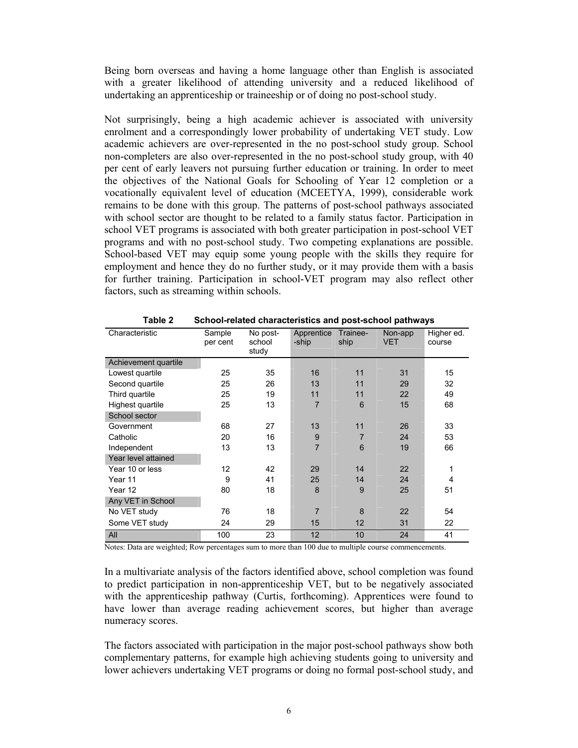Being born overseas and having a home language other than English is associated with a greater likelihood of attending university and a reduced likelihood of undertaking an apprenticeship or traineeship or of doing no post-school study.

Not surprisingly, being a high academic achiever is associated with university enrolment and a correspondingly lower probability of undertaking VET study. Low academic achievers are over-represented in the no post-school study group. School non-completers are also over-represented in the no post-school study group, with 40 per cent of early leavers not pursuing further education or training. In order to meet the objectives of the National Goals for Schooling of Year 12 completion or a vocationally equivalent level of education (MCEETYA, 1999), considerable work remains to be done with this group. The patterns of post-school pathways associated with school sector are thought to be related to a family status factor. Participation in school VET programs is associated with both greater participation in post-school VET programs and with no post-school study. Two competing explanations are possible. School-based VET may equip some young people with the skills they require for employment and hence they do no further study, or it may provide them with a basis for further training. Participation in school-VET program may also reflect other factors, such as streaming within schools.

**Table 2 School-related characteristics and post-school pathways**

| Characteristic | Sample per cent | No post-school study | Apprentice-ship | Trainee-ship | Non-app VET | Higher ed. course |
|---|---|---|---|---|---|---|
| Achievement quartile | | | | | | |
| Lowest quartile | 25 | 35 | 16 | 11 | 31 | 15 |
| Second quartile | 25 | 26 | 13 | 11 | 29 | 32 |
| Third quartile | 25 | 19 | 11 | 11 | 22 | 49 |
| Highest quartile | 25 | 13 | 7 | 6 | 15 | 68 |
| School sector | | | | | | |
| Government | 68 | 27 | 13 | 11 | 26 | 33 |
| Catholic | 20 | 16 | 9 | 7 | 24 | 53 |
| Independent | 13 | 13 | 7 | 6 | 19 | 66 |
| Year level attained | | | | | | |
| Year 10 or less | 12 | 42 | 29 | 14 | 22 | 1 |
| Year 11 | 9 | 41 | 25 | 14 | 24 | 4 |
| Year 12 | 80 | 18 | 8 | 9 | 25 | 51 |
| Any VET in School | | | | | | |
| No VET study | 76 | 18 | 7 | 8 | 22 | 54 |
| Some VET study | 24 | 29 | 15 | 12 | 31 | 22 |
| All | 100 | 23 | 12 | 10 | 24 | 41 |

Notes: Data are weighted; Row percentages sum to more than 100 due to multiple course commencements.

In a multivariate analysis of the factors identified above, school completion was found to predict participation in non-apprenticeship VET, but to be negatively associated with the apprenticeship pathway (Curtis, forthcoming). Apprentices were found to have lower than average reading achievement scores, but higher than average numeracy scores.

The factors associated with participation in the major post-school pathways show both complementary patterns, for example high achieving students going to university and lower achievers undertaking VET programs or doing no formal post-school study, and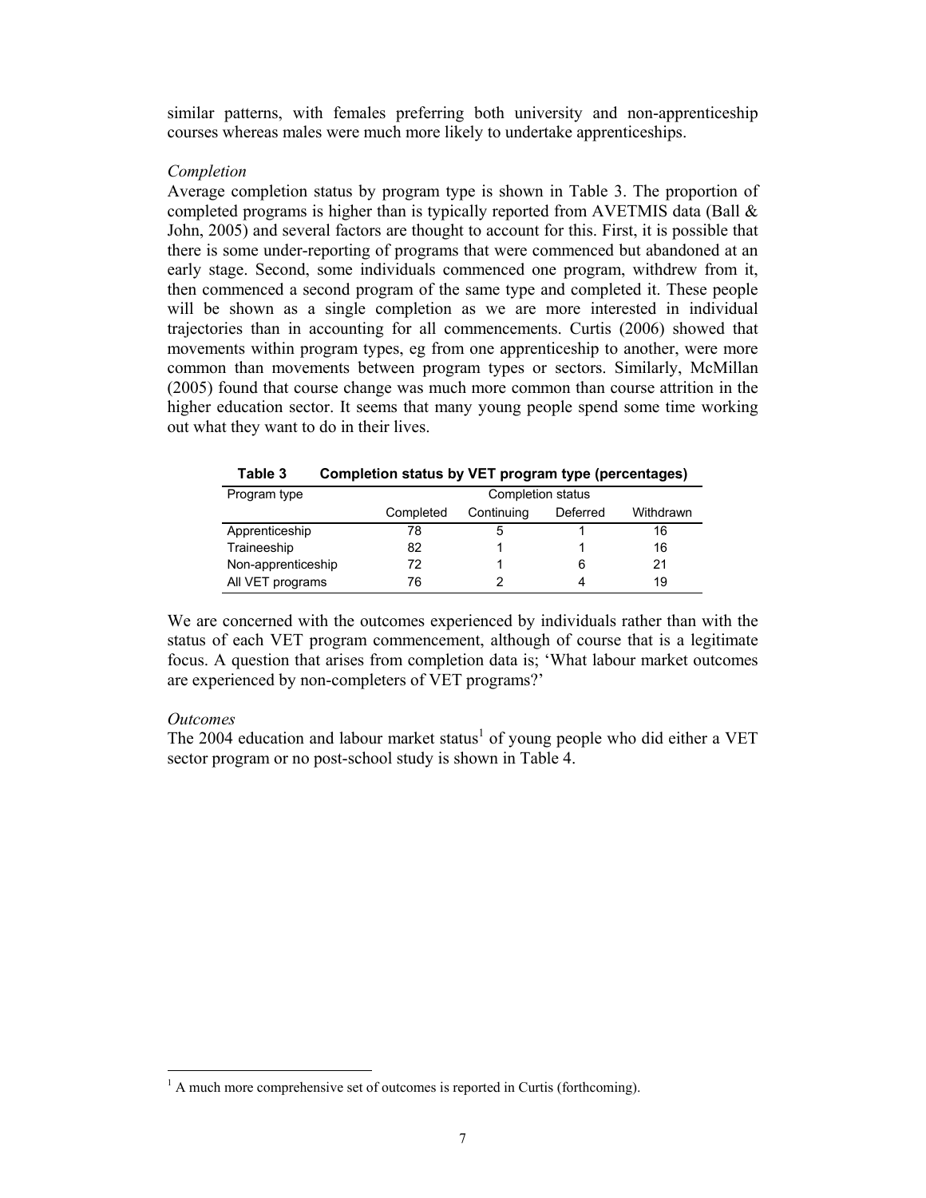similar patterns, with females preferring both university and non-apprenticeship courses whereas males were much more likely to undertake apprenticeships.

*Completion*

Average completion status by program type is shown in Table 3. The proportion of completed programs is higher than is typically reported from AVETMIS data (Ball & John, 2005) and several factors are thought to account for this. First, it is possible that there is some under-reporting of programs that were commenced but abandoned at an early stage. Second, some individuals commenced one program, withdrew from it, then commenced a second program of the same type and completed it. These people will be shown as a single completion as we are more interested in individual trajectories than in accounting for all commencements. Curtis (2006) showed that movements within program types, eg from one apprenticeship to another, were more common than movements between program types or sectors. Similarly, McMillan (2005) found that course change was much more common than course attrition in the higher education sector. It seems that many young people spend some time working out what they want to do in their lives.

**Table 3 Completion status by VET program type (percentages)**

| Program type | Completion status | | | |
|---|---|---|---|---|
| | Completed | Continuing | Deferred | Withdrawn |
| Apprenticeship | 78 | 5 | 1 | 16 |
| Traineeship | 82 | 1 | 1 | 16 |
| Non-apprenticeship | 72 | 1 | 6 | 21 |
| All VET programs | 76 | 2 | 4 | 19 |

We are concerned with the outcomes experienced by individuals rather than with the status of each VET program commencement, although of course that is a legitimate focus. A question that arises from completion data is; 'What labour market outcomes are experienced by non-completers of VET programs?'

*Outcomes*

The 2004 education and labour market status[1] of young people who did either a VET sector program or no post-school study is shown in Table 4.

[1] A much more comprehensive set of outcomes is reported in Curtis (forthcoming).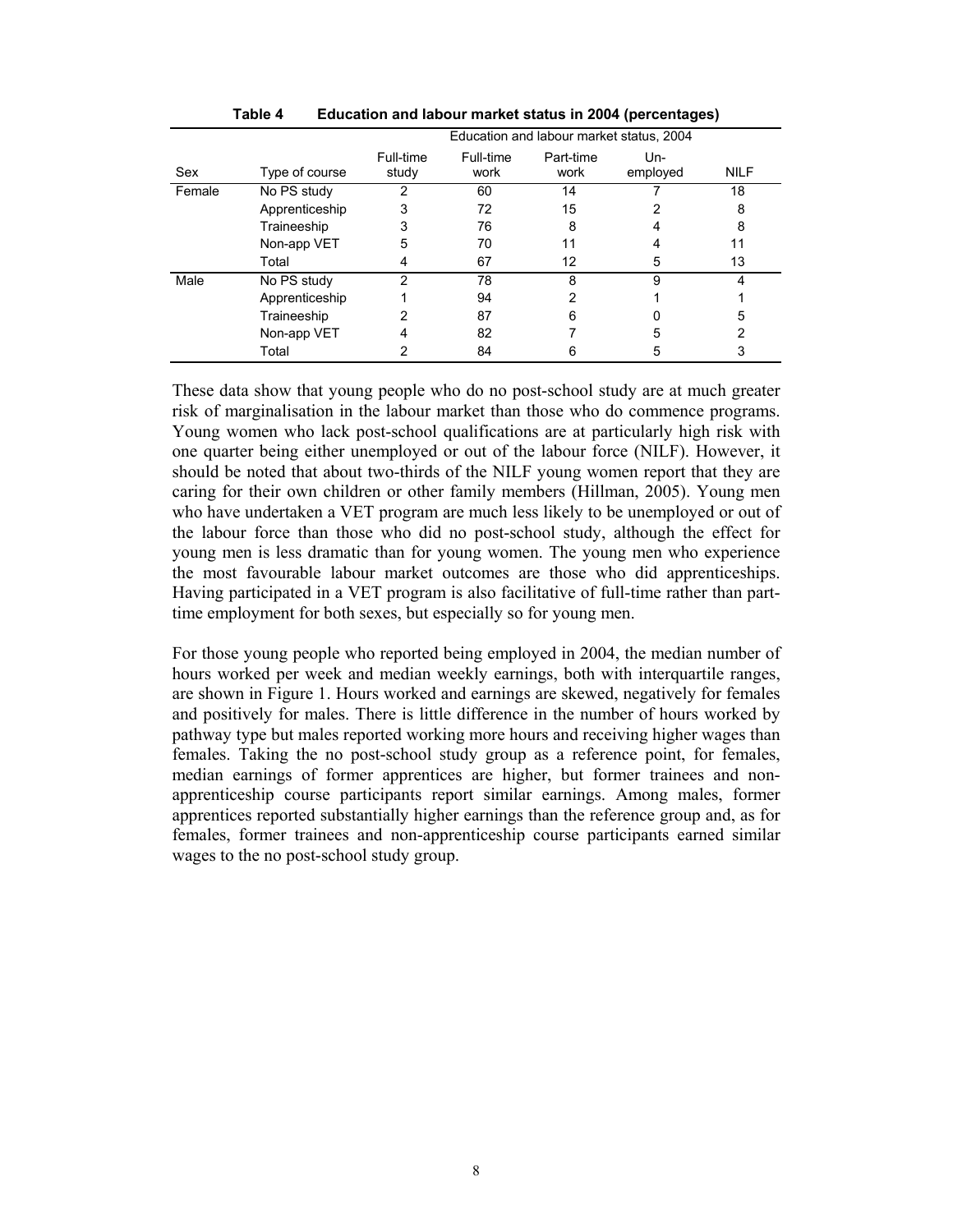**Table 4 Education and labour market status in 2004 (percentages)**

| | | Education and labour market status, 2004 | | | | |
|---|---|---|---|---|---|---|
| Sex | Type of course | Full-time study | Full-time work | Part-time work | Un-employed | NILF |
| Female | No PS study | 2 | 60 | 14 | 7 | 18 |
| | Apprenticeship | 3 | 72 | 15 | 2 | 8 |
| | Traineeship | 3 | 76 | 8 | 4 | 8 |
| | Non-app VET | 5 | 70 | 11 | 4 | 11 |
| | Total | 4 | 67 | 12 | 5 | 13 |
| Male | No PS study | 2 | 78 | 8 | 9 | 4 |
| | Apprenticeship | 1 | 94 | 2 | 1 | 1 |
| | Traineeship | 2 | 87 | 6 | 0 | 5 |
| | Non-app VET | 4 | 82 | 7 | 5 | 2 |
| | Total | 2 | 84 | 6 | 5 | 3 |

These data show that young people who do no post-school study are at much greater risk of marginalisation in the labour market than those who do commence programs. Young women who lack post-school qualifications are at particularly high risk with one quarter being either unemployed or out of the labour force (NILF). However, it should be noted that about two-thirds of the NILF young women report that they are caring for their own children or other family members (Hillman, 2005). Young men who have undertaken a VET program are much less likely to be unemployed or out of the labour force than those who did no post-school study, although the effect for young men is less dramatic than for young women. The young men who experience the most favourable labour market outcomes are those who did apprenticeships. Having participated in a VET program is also facilitative of full-time rather than part-time employment for both sexes, but especially so for young men.

For those young people who reported being employed in 2004, the median number of hours worked per week and median weekly earnings, both with interquartile ranges, are shown in Figure 1. Hours worked and earnings are skewed, negatively for females and positively for males. There is little difference in the number of hours worked by pathway type but males reported working more hours and receiving higher wages than females. Taking the no post-school study group as a reference point, for females, median earnings of former apprentices are higher, but former trainees and non-apprenticeship course participants report similar earnings. Among males, former apprentices reported substantially higher earnings than the reference group and, as for females, former trainees and non-apprenticeship course participants earned similar wages to the no post-school study group.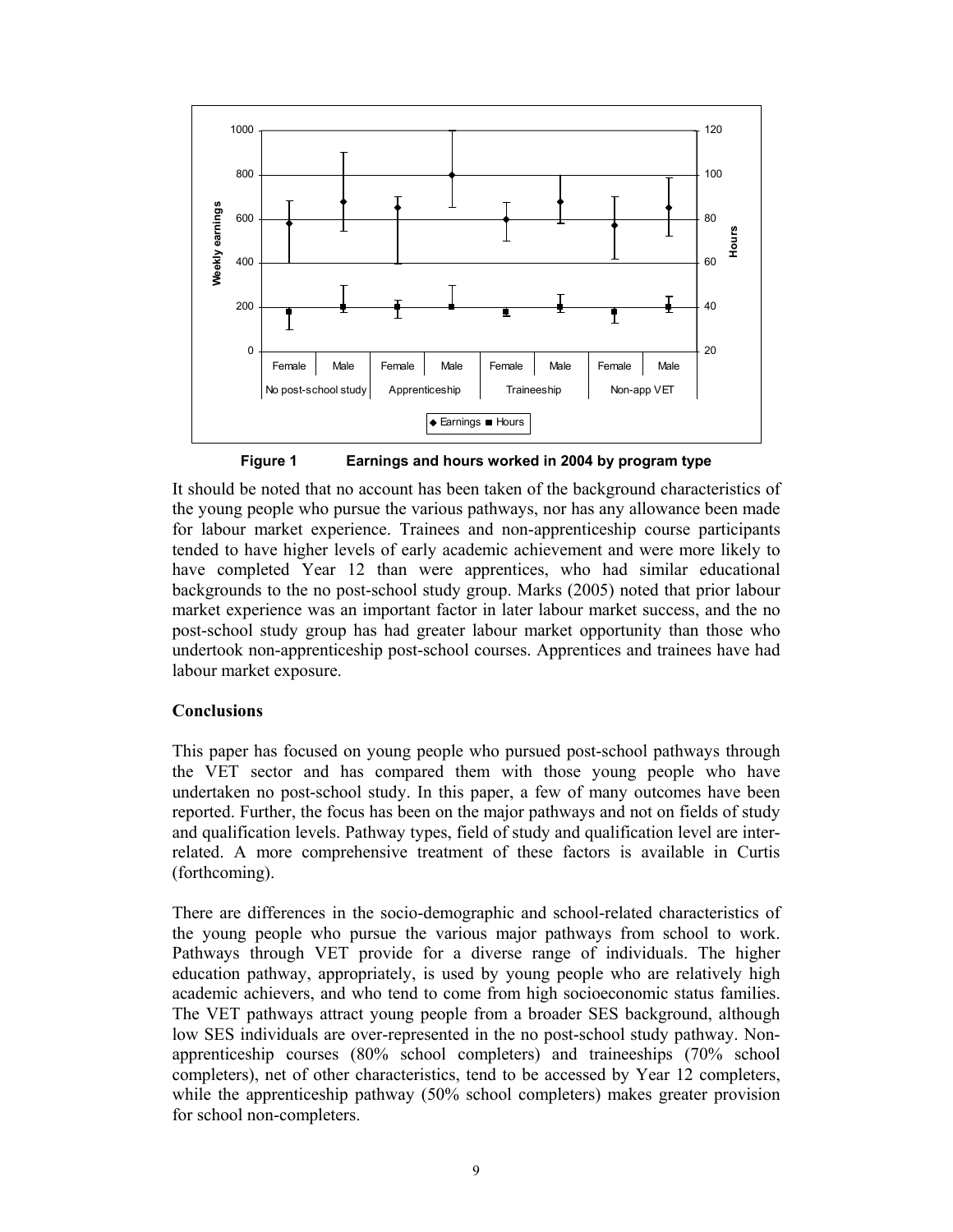**Figure 1 Earnings and hours worked in 2004 by program type**

It should be noted that no account has been taken of the background characteristics of the young people who pursue the various pathways, nor has any allowance been made for labour market experience. Trainees and non-apprenticeship course participants tended to have higher levels of early academic achievement and were more likely to have completed Year 12 than were apprentices, who had similar educational backgrounds to the no post-school study group. Marks (2005) noted that prior labour market experience was an important factor in later labour market success, and the no post-school study group has had greater labour market opportunity than those who undertook non-apprenticeship post-school courses. Apprentices and trainees have had labour market exposure.

## Conclusions

This paper has focused on young people who pursued post-school pathways through the VET sector and has compared them with those young people who have undertaken no post-school study. In this paper, a few of many outcomes have been reported. Further, the focus has been on the major pathways and not on fields of study and qualification levels. Pathway types, field of study and qualification level are inter-related. A more comprehensive treatment of these factors is available in Curtis (forthcoming).

There are differences in the socio-demographic and school-related characteristics of the young people who pursue the various major pathways from school to work. Pathways through VET provide for a diverse range of individuals. The higher education pathway, appropriately, is used by young people who are relatively high academic achievers, and who tend to come from high socioeconomic status families. The VET pathways attract young people from a broader SES background, although low SES individuals are over-represented in the no post-school study pathway. Non-apprenticeship courses (80% school completers) and traineeships (70% school completers), net of other characteristics, tend to be accessed by Year 12 completers, while the apprenticeship pathway (50% school completers) makes greater provision for school non-completers.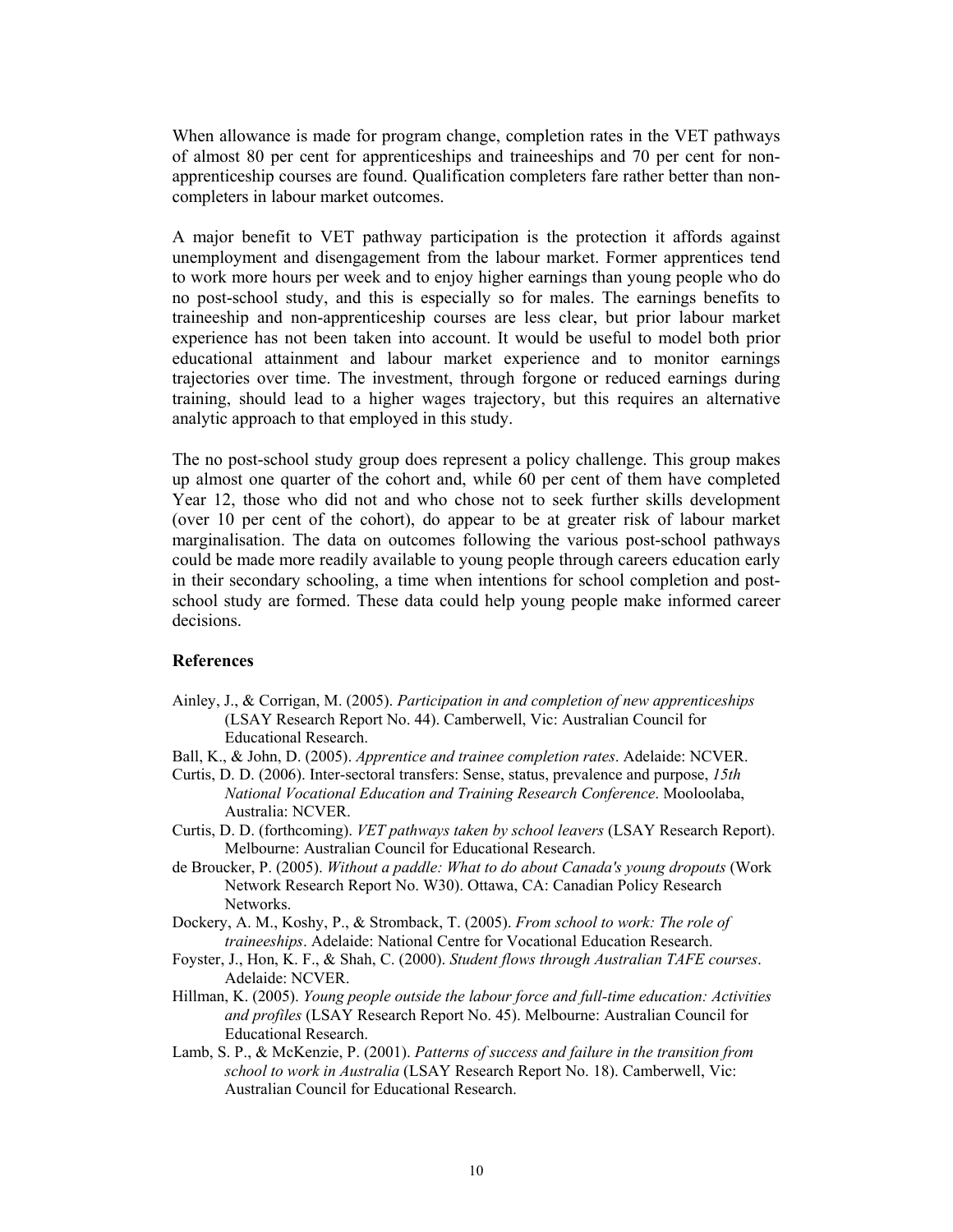When allowance is made for program change, completion rates in the VET pathways of almost 80 per cent for apprenticeships and traineeships and 70 per cent for non-apprenticeship courses are found. Qualification completers fare rather better than non-completers in labour market outcomes.

A major benefit to VET pathway participation is the protection it affords against unemployment and disengagement from the labour market. Former apprentices tend to work more hours per week and to enjoy higher earnings than young people who do no post-school study, and this is especially so for males. The earnings benefits to traineeship and non-apprenticeship courses are less clear, but prior labour market experience has not been taken into account. It would be useful to model both prior educational attainment and labour market experience and to monitor earnings trajectories over time. The investment, through forgone or reduced earnings during training, should lead to a higher wages trajectory, but this requires an alternative analytic approach to that employed in this study.

The no post-school study group does represent a policy challenge. This group makes up almost one quarter of the cohort and, while 60 per cent of them have completed Year 12, those who did not and who chose not to seek further skills development (over 10 per cent of the cohort), do appear to be at greater risk of labour market marginalisation. The data on outcomes following the various post-school pathways could be made more readily available to young people through careers education early in their secondary schooling, a time when intentions for school completion and post-school study are formed. These data could help young people make informed career decisions.

## References

- Ainley, J., & Corrigan, M. (2005). *Participation in and completion of new apprenticeships* (LSAY Research Report No. 44). Camberwell, Vic: Australian Council for Educational Research.
- Ball, K., & John, D. (2005). *Apprentice and trainee completion rates*. Adelaide: NCVER.
- Curtis, D. D. (2006). Inter-sectoral transfers: Sense, status, prevalence and purpose, *15th National Vocational Education and Training Research Conference*. Mooloolaba, Australia: NCVER.
- Curtis, D. D. (forthcoming). *VET pathways taken by school leavers* (LSAY Research Report). Melbourne: Australian Council for Educational Research.
- de Broucker, P. (2005). *Without a paddle: What to do about Canada's young dropouts* (Work Network Research Report No. W30). Ottawa, CA: Canadian Policy Research Networks.
- Dockery, A. M., Koshy, P., & Stromback, T. (2005). *From school to work: The role of traineeships*. Adelaide: National Centre for Vocational Education Research.
- Foyster, J., Hon, K. F., & Shah, C. (2000). *Student flows through Australian TAFE courses*. Adelaide: NCVER.
- Hillman, K. (2005). *Young people outside the labour force and full-time education: Activities and profiles* (LSAY Research Report No. 45). Melbourne: Australian Council for Educational Research.
- Lamb, S. P., & McKenzie, P. (2001). *Patterns of success and failure in the transition from school to work in Australia* (LSAY Research Report No. 18). Camberwell, Vic: Australian Council for Educational Research.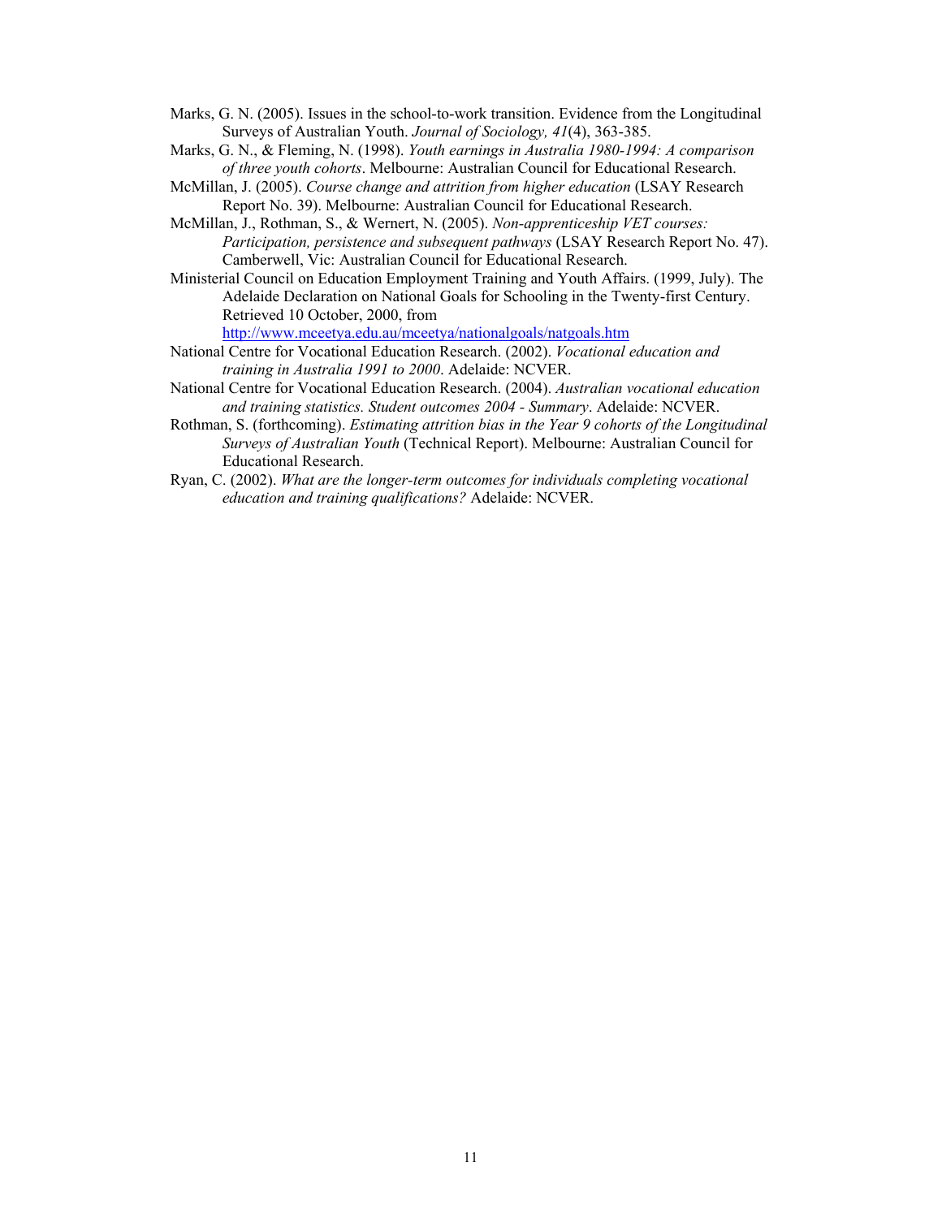Marks, G. N. (2005). Issues in the school-to-work transition. Evidence from the Longitudinal Surveys of Australian Youth. *Journal of Sociology, 41*(4), 363-385.

Marks, G. N., & Fleming, N. (1998). *Youth earnings in Australia 1980-1994: A comparison of three youth cohorts*. Melbourne: Australian Council for Educational Research.

McMillan, J. (2005). *Course change and attrition from higher education* (LSAY Research Report No. 39). Melbourne: Australian Council for Educational Research.

McMillan, J., Rothman, S., & Wernert, N. (2005). *Non-apprenticeship VET courses: Participation, persistence and subsequent pathways* (LSAY Research Report No. 47). Camberwell, Vic: Australian Council for Educational Research.

Ministerial Council on Education Employment Training and Youth Affairs. (1999, July). The Adelaide Declaration on National Goals for Schooling in the Twenty-first Century. Retrieved 10 October, 2000, from http://www.mceetya.edu.au/mceetya/nationalgoals/natgoals.htm

National Centre for Vocational Education Research. (2002). *Vocational education and training in Australia 1991 to 2000*. Adelaide: NCVER.

National Centre for Vocational Education Research. (2004). *Australian vocational education and training statistics. Student outcomes 2004 - Summary*. Adelaide: NCVER.

Rothman, S. (forthcoming). *Estimating attrition bias in the Year 9 cohorts of the Longitudinal Surveys of Australian Youth* (Technical Report). Melbourne: Australian Council for Educational Research.

Ryan, C. (2002). *What are the longer-term outcomes for individuals completing vocational education and training qualifications?* Adelaide: NCVER.